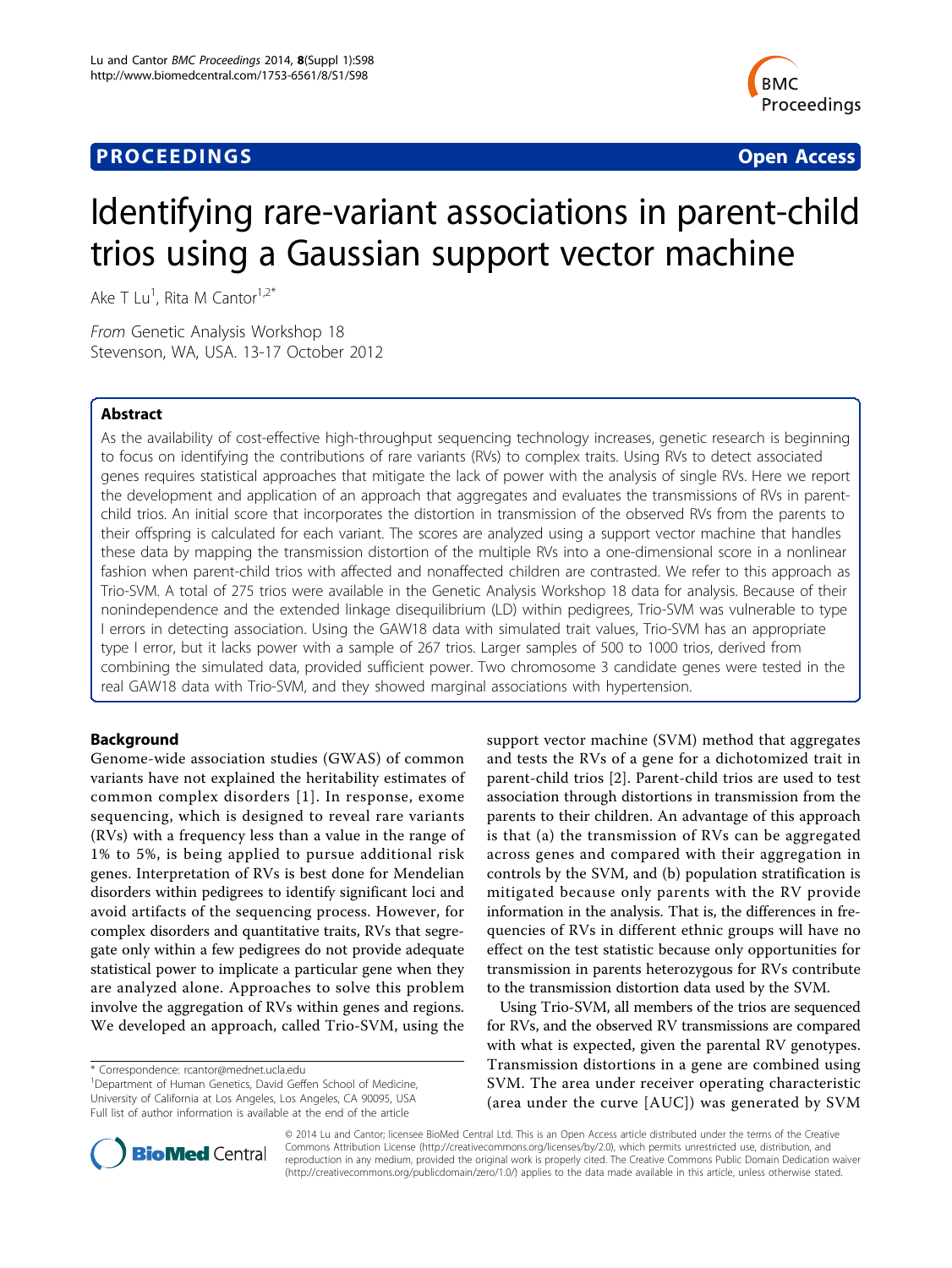PROCEEDINGS

Open Access

# Identifying rare-variant associations in parent-child trios using a Gaussian support vector machine

Ake T Lu[1], Rita M Cantor[1,2*]

*From* Genetic Analysis Workshop 18
Stevenson, WA, USA. 13-17 October 2012

## Abstract

As the availability of cost-effective high-throughput sequencing technology increases, genetic research is beginning to focus on identifying the contributions of rare variants (RVs) to complex traits. Using RVs to detect associated genes requires statistical approaches that mitigate the lack of power with the analysis of single RVs. Here we report the development and application of an approach that aggregates and evaluates the transmissions of RVs in parent-child trios. An initial score that incorporates the distortion in transmission of the observed RVs from the parents to their offspring is calculated for each variant. The scores are analyzed using a support vector machine that handles these data by mapping the transmission distortion of the multiple RVs into a one-dimensional score in a nonlinear fashion when parent-child trios with affected and nonaffected children are contrasted. We refer to this approach as Trio-SVM. A total of 275 trios were available in the Genetic Analysis Workshop 18 data for analysis. Because of their nonindependence and the extended linkage disequilibrium (LD) within pedigrees, Trio-SVM was vulnerable to type I errors in detecting association. Using the GAW18 data with simulated trait values, Trio-SVM has an appropriate type I error, but it lacks power with a sample of 267 trios. Larger samples of 500 to 1000 trios, derived from combining the simulated data, provided sufficient power. Two chromosome 3 candidate genes were tested in the real GAW18 data with Trio-SVM, and they showed marginal associations with hypertension.

## Background

Genome-wide association studies (GWAS) of common variants have not explained the heritability estimates of common complex disorders [1]. In response, exome sequencing, which is designed to reveal rare variants (RVs) with a frequency less than a value in the range of 1% to 5%, is being applied to pursue additional risk genes. Interpretation of RVs is best done for Mendelian disorders within pedigrees to identify significant loci and avoid artifacts of the sequencing process. However, for complex disorders and quantitative traits, RVs that segregate only within a few pedigrees do not provide adequate statistical power to implicate a particular gene when they are analyzed alone. Approaches to solve this problem involve the aggregation of RVs within genes and regions. We developed an approach, called Trio-SVM, using the support vector machine (SVM) method that aggregates and tests the RVs of a gene for a dichotomized trait in parent-child trios [2]. Parent-child trios are used to test association through distortions in transmission from the parents to their children. An advantage of this approach is that (a) the transmission of RVs can be aggregated across genes and compared with their aggregation in controls by the SVM, and (b) population stratification is mitigated because only parents with the RV provide information in the analysis. That is, the differences in frequencies of RVs in different ethnic groups will have no effect on the test statistic because only opportunities for transmission in parents heterozygous for RVs contribute to the transmission distortion data used by the SVM.

Using Trio-SVM, all members of the trios are sequenced for RVs, and the observed RV transmissions are compared with what is expected, given the parental RV genotypes. Transmission distortions in a gene are combined using SVM. The area under receiver operating characteristic (area under the curve [AUC]) was generated by SVM

\* Correspondence: rcantor@mednet.ucla.edu
[1]Department of Human Genetics, David Geffen School of Medicine, University of California at Los Angeles, Los Angeles, CA 90095, USA
Full list of author information is available at the end of the article

© 2014 Lu and Cantor; licensee BioMed Central Ltd. This is an Open Access article distributed under the terms of the Creative Commons Attribution License (http://creativecommons.org/licenses/by/2.0), which permits unrestricted use, distribution, and reproduction in any medium, provided the original work is properly cited. The Creative Commons Public Domain Dedication waiver (http://creativecommons.org/publicdomain/zero/1.0/) applies to the data made available in this article, unless otherwise stated.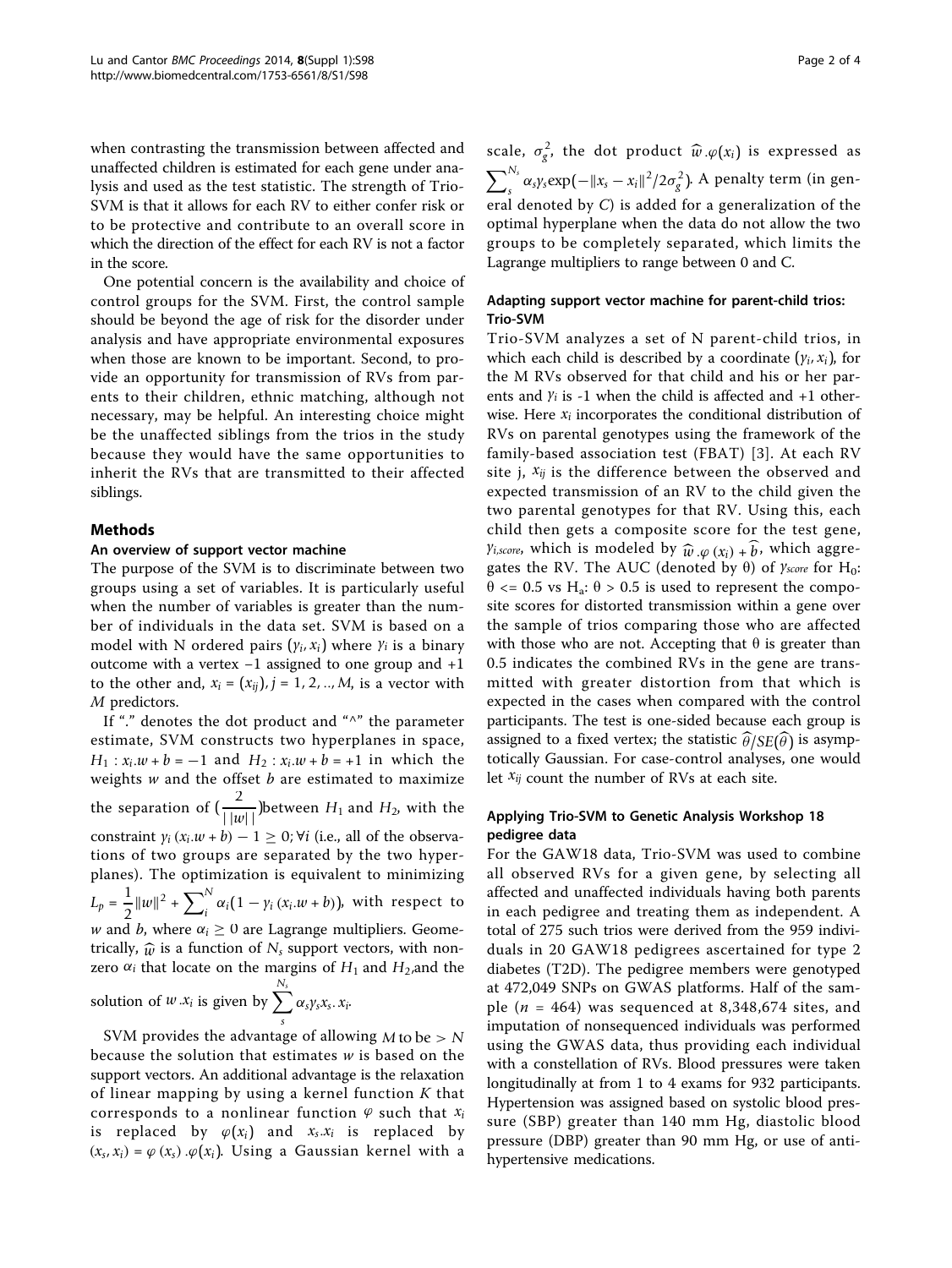when contrasting the transmission between affected and unaffected children is estimated for each gene under analysis and used as the test statistic. The strength of Trio-SVM is that it allows for each RV to either confer risk or to be protective and contribute to an overall score in which the direction of the effect for each RV is not a factor in the score.

One potential concern is the availability and choice of control groups for the SVM. First, the control sample should be beyond the age of risk for the disorder under analysis and have appropriate environmental exposures when those are known to be important. Second, to provide an opportunity for transmission of RVs from parents to their children, ethnic matching, although not necessary, may be helpful. An interesting choice might be the unaffected siblings from the trios in the study because they would have the same opportunities to inherit the RVs that are transmitted to their affected siblings.

## Methods

### An overview of support vector machine

The purpose of the SVM is to discriminate between two groups using a set of variables. It is particularly useful when the number of variables is greater than the number of individuals in the data set. SVM is based on a model with N ordered pairs $(y_i, x_i)$ where $y_i$ is a binary outcome with a vertex −1 assigned to one group and +1 to the other and, $x_i = (x_{ij})$, $j = 1, 2, .., M$, is a vector with $M$ predictors.

If "." denotes the dot product and "^" the parameter estimate, SVM constructs two hyperplanes in space, $H_1 : x_i.w + b = -1$ and $H_2 : x_i.w + b = +1$ in which the weights $w$ and the offset $b$ are estimated to maximize the separation of $(\frac{2}{||w||})$between $H_1$ and $H_2$, with the constraint $y_i\,(x_i.w + b) - 1 \geq 0; \forall i$ (i.e., all of the observations of two groups are separated by the two hyperplanes). The optimization is equivalent to minimizing $L_p = \frac{1}{2}\|w\|^2 + \sum_i^N \alpha_i(1 - y_i\,(x_i.w + b))$, with respect to $w$ and $b$, where $\alpha_i \geq 0$ are Lagrange multipliers. Geometrically, $\widehat{w}$ is a function of $N_s$ support vectors, with nonzero $\alpha_i$ that locate on the margins of $H_1$ and $H_2$,and the solution of $w.x_i$ is given by $\sum_s^{N_s} \alpha_s y_s x_s.\,x_i$.

SVM provides the advantage of allowing $M$ to be $> N$ because the solution that estimates $w$ is based on the support vectors. An additional advantage is the relaxation of linear mapping by using a kernel function $K$ that corresponds to a nonlinear function $\varphi$ such that $x_i$ is replaced by $\varphi(x_i)$ and $x_s.x_i$ is replaced by $(x_s, x_i) = \varphi(x_s).\varphi(x_i)$. Using a Gaussian kernel with a scale, $\sigma_g^2$, the dot product $\widehat{w}.\varphi(x_i)$ is expressed as $\sum_s^{N_s} \alpha_s y_s \exp(-\|x_s - x_i\|^2/2\sigma_g^2)$. A penalty term (in general denoted by $C$) is added for a generalization of the optimal hyperplane when the data do not allow the two groups to be completely separated, which limits the Lagrange multipliers to range between 0 and C.

### Adapting support vector machine for parent-child trios: Trio-SVM

Trio-SVM analyzes a set of N parent-child trios, in which each child is described by a coordinate $(y_i, x_i)$, for the M RVs observed for that child and his or her parents and $y_i$ is -1 when the child is affected and +1 otherwise. Here $x_i$ incorporates the conditional distribution of RVs on parental genotypes using the framework of the family-based association test (FBAT) [3]. At each RV site j, $x_{ij}$ is the difference between the observed and expected transmission of an RV to the child given the two parental genotypes for that RV. Using this, each child then gets a composite score for the test gene, $y_{i,score}$, which is modeled by $\widehat{w}.\varphi(x_i) + \widehat{b}$, which aggregates the RV. The AUC (denoted by θ) of $y_{score}$ for $H_0$: $\theta <= 0.5$ vs $H_a$: $\theta > 0.5$ is used to represent the composite scores for distorted transmission within a gene over the sample of trios comparing those who are affected with those who are not. Accepting that θ is greater than 0.5 indicates the combined RVs in the gene are transmitted with greater distortion from that which is expected in the cases when compared with the control participants. The test is one-sided because each group is assigned to a fixed vertex; the statistic $\widehat{\theta}/SE(\widehat{\theta})$ is asymptotically Gaussian. For case-control analyses, one would let $x_{ij}$ count the number of RVs at each site.

### Applying Trio-SVM to Genetic Analysis Workshop 18 pedigree data

For the GAW18 data, Trio-SVM was used to combine all observed RVs for a given gene, by selecting all affected and unaffected individuals having both parents in each pedigree and treating them as independent. A total of 275 such trios were derived from the 959 individuals in 20 GAW18 pedigrees ascertained for type 2 diabetes (T2D). The pedigree members were genotyped at 472,049 SNPs on GWAS platforms. Half of the sample ($n$ = 464) was sequenced at 8,348,674 sites, and imputation of nonsequenced individuals was performed using the GWAS data, thus providing each individual with a constellation of RVs. Blood pressures were taken longitudinally at from 1 to 4 exams for 932 participants. Hypertension was assigned based on systolic blood pressure (SBP) greater than 140 mm Hg, diastolic blood pressure (DBP) greater than 90 mm Hg, or use of antihypertensive medications.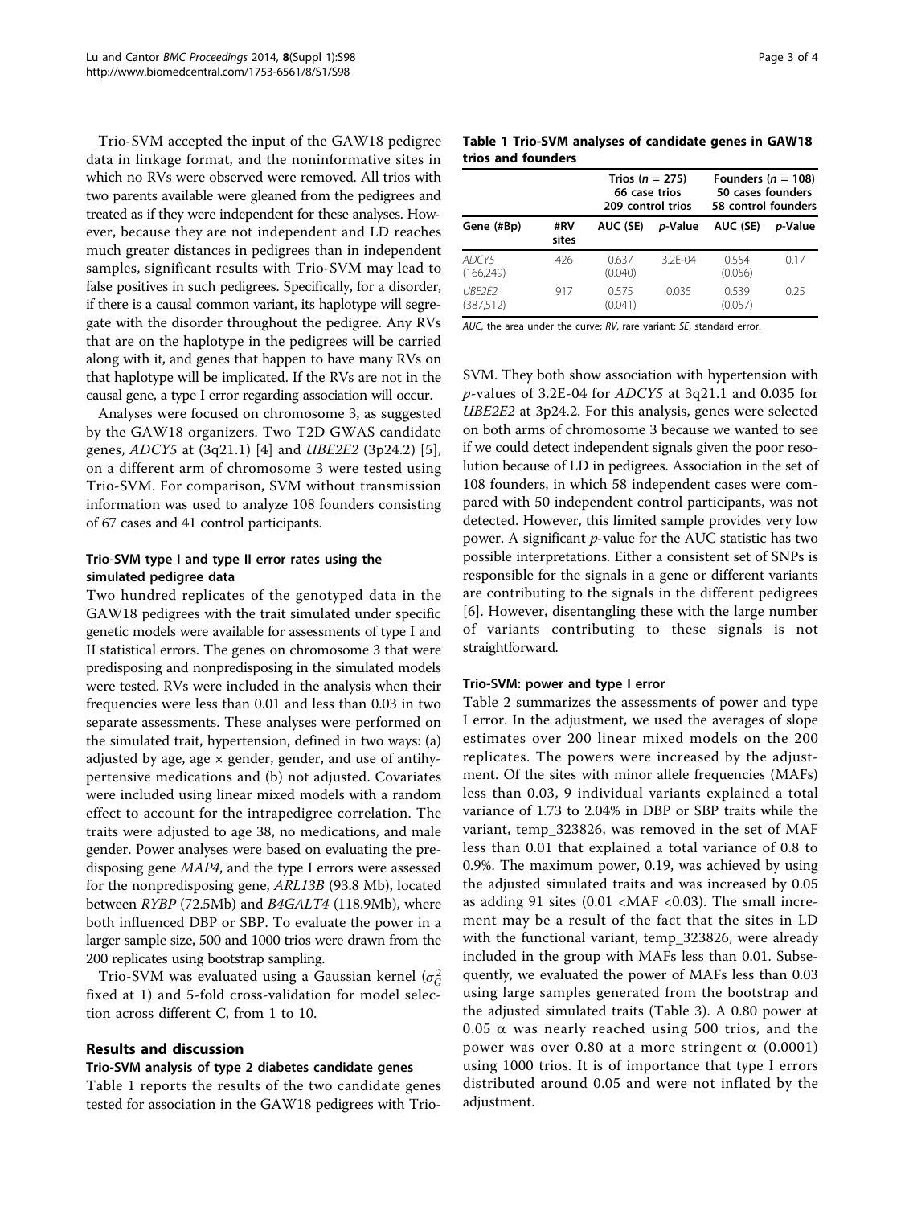Trio-SVM accepted the input of the GAW18 pedigree data in linkage format, and the noninformative sites in which no RVs were observed were removed. All trios with two parents available were gleaned from the pedigrees and treated as if they were independent for these analyses. However, because they are not independent and LD reaches much greater distances in pedigrees than in independent samples, significant results with Trio-SVM may lead to false positives in such pedigrees. Specifically, for a disorder, if there is a causal common variant, its haplotype will segregate with the disorder throughout the pedigree. Any RVs that are on the haplotype in the pedigrees will be carried along with it, and genes that happen to have many RVs on that haplotype will be implicated. If the RVs are not in the causal gene, a type I error regarding association will occur.

Analyses were focused on chromosome 3, as suggested by the GAW18 organizers. Two T2D GWAS candidate genes, *ADCY5* at (3q21.1) [4] and *UBE2E2* (3p24.2) [5], on a different arm of chromosome 3 were tested using Trio-SVM. For comparison, SVM without transmission information was used to analyze 108 founders consisting of 67 cases and 41 control participants.

### Trio-SVM type I and type II error rates using the simulated pedigree data

Two hundred replicates of the genotyped data in the GAW18 pedigrees with the trait simulated under specific genetic models were available for assessments of type I and II statistical errors. The genes on chromosome 3 that were predisposing and nonpredisposing in the simulated models were tested. RVs were included in the analysis when their frequencies were less than 0.01 and less than 0.03 in two separate assessments. These analyses were performed on the simulated trait, hypertension, defined in two ways: (a) adjusted by age, age × gender, gender, and use of antihypertensive medications and (b) not adjusted. Covariates were included using linear mixed models with a random effect to account for the intrapedigree correlation. The traits were adjusted to age 38, no medications, and male gender. Power analyses were based on evaluating the predisposing gene *MAP4*, and the type I errors were assessed for the nonpredisposing gene, *ARL13B* (93.8 Mb), located between *RYBP* (72.5Mb) and *B4GALT4* (118.9Mb), where both influenced DBP or SBP. To evaluate the power in a larger sample size, 500 and 1000 trios were drawn from the 200 replicates using bootstrap sampling.

Trio-SVM was evaluated using a Gaussian kernel ($\sigma_G^2$ fixed at 1) and 5-fold cross-validation for model selection across different C, from 1 to 10.

## Results and discussion

### Trio-SVM analysis of type 2 diabetes candidate genes

Table 1 reports the results of the two candidate genes tested for association in the GAW18 pedigrees with Trio-SVM. They both show association with hypertension with *p*-values of 3.2E-04 for *ADCY5* at 3q21.1 and 0.035 for *UBE2E2* at 3p24.2. For this analysis, genes were selected on both arms of chromosome 3 because we wanted to see if we could detect independent signals given the poor resolution because of LD in pedigrees. Association in the set of 108 founders, in which 58 independent cases were compared with 50 independent control participants, was not detected. However, this limited sample provides very low power. A significant *p*-value for the AUC statistic has two possible interpretations. Either a consistent set of SNPs is responsible for the signals in a gene or different variants are contributing to the signals in the different pedigrees [6]. However, disentangling these with the large number of variants contributing to these signals is not straightforward.

**Table 1 Trio-SVM analyses of candidate genes in GAW18 trios and founders**

| | | Trios ($n$ = 275) 66 case trios 209 control trios | | Founders ($n$ = 108) 50 cases founders 58 control founders | |
|---|---|---|---|---|---|
| Gene (#Bp) | #RV sites | AUC (SE) | *p*-Value | AUC (SE) | *p*-Value |
| *ADCY5* (166,249) | 426 | 0.637 (0.040) | 3.2E-04 | 0.554 (0.056) | 0.17 |
| *UBE2E2* (387,512) | 917 | 0.575 (0.041) | 0.035 | 0.539 (0.057) | 0.25 |

*AUC*, the area under the curve; *RV*, rare variant; *SE*, standard error.

### Trio-SVM: power and type I error

Table 2 summarizes the assessments of power and type I error. In the adjustment, we used the averages of slope estimates over 200 linear mixed models on the 200 replicates. The powers were increased by the adjustment. Of the sites with minor allele frequencies (MAFs) less than 0.03, 9 individual variants explained a total variance of 1.73 to 2.04% in DBP or SBP traits while the variant, temp_323826, was removed in the set of MAF less than 0.01 that explained a total variance of 0.8 to 0.9%. The maximum power, 0.19, was achieved by using the adjusted simulated traits and was increased by 0.05 as adding 91 sites (0.01 <MAF <0.03). The small increment may be a result of the fact that the sites in LD with the functional variant, temp_323826, were already included in the group with MAFs less than 0.01. Subsequently, we evaluated the power of MAFs less than 0.03 using large samples generated from the bootstrap and the adjusted simulated traits (Table 3). A 0.80 power at 0.05 $\alpha$ was nearly reached using 500 trios, and the power was over 0.80 at a more stringent $\alpha$ (0.0001) using 1000 trios. It is of importance that type I errors distributed around 0.05 and were not inflated by the adjustment.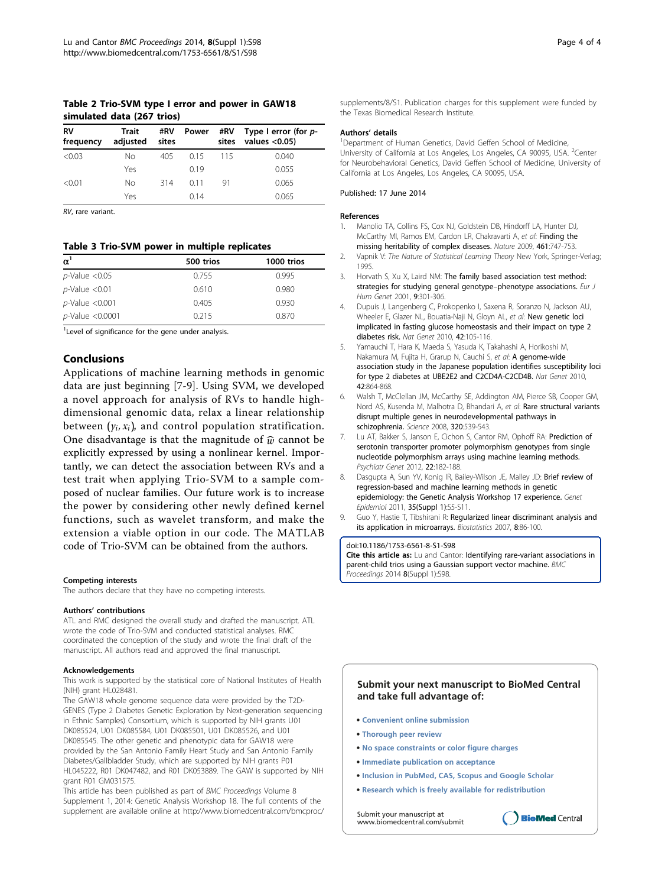**Table 2 Trio-SVM type I error and power in GAW18 simulated data (267 trios)**

| RV frequency | Trait adjusted | #RV sites | Power | #RV sites | Type I error (for p-values <0.05) |
|---|---|---|---|---|---|
| <0.03 | No | 405 | 0.15 | 115 | 0.040 |
| | Yes | | 0.19 | | 0.055 |
| <0.01 | No | 314 | 0.11 | 91 | 0.065 |
| | Yes | | 0.14 | | 0.065 |

RV, rare variant.

**Table 3 Trio-SVM power in multiple replicates**

| $\alpha$[1] | 500 trios | 1000 trios |
|---|---|---|
| $p$-Value <0.05 | 0.755 | 0.995 |
| $p$-Value <0.01 | 0.610 | 0.980 |
| $p$-Value <0.001 | 0.405 | 0.930 |
| $p$-Value <0.0001 | 0.215 | 0.870 |

[1]Level of significance for the gene under analysis.

## Conclusions

Applications of machine learning methods in genomic data are just beginning [7-9]. Using SVM, we developed a novel approach for analysis of RVs to handle high-dimensional genomic data, relax a linear relationship between $(y_i, x_i)$, and control population stratification. One disadvantage is that the magnitude of $\hat{w}$ cannot be explicitly expressed by using a nonlinear kernel. Importantly, we can detect the association between RVs and a test trait when applying Trio-SVM to a sample composed of nuclear families. Our future work is to increase the power by considering other newly defined kernel functions, such as wavelet transform, and make the extension a viable option in our code. The MATLAB code of Trio-SVM can be obtained from the authors.

#### Competing interests

The authors declare that they have no competing interests.

#### Authors' contributions

ATL and RMC designed the overall study and drafted the manuscript. ATL wrote the code of Trio-SVM and conducted statistical analyses. RMC coordinated the conception of the study and wrote the final draft of the manuscript. All authors read and approved the final manuscript.

#### Acknowledgements

This work is supported by the statistical core of National Institutes of Health (NIH) grant HL028481.

The GAW18 whole genome sequence data were provided by the T2D-GENES (Type 2 Diabetes Genetic Exploration by Next-generation sequencing in Ethnic Samples) Consortium, which is supported by NIH grants U01 DK085524, U01 DK085584, U01 DK085501, U01 DK085526, and U01 DK085545. The other genetic and phenotypic data for GAW18 were provided by the San Antonio Family Heart Study and San Antonio Family Diabetes/Gallbladder Study, which are supported by NIH grants P01 HL045222, R01 DK047482, and R01 DK053889. The GAW is supported by NIH grant R01 GM031575.

This article has been published as part of *BMC Proceedings* Volume 8 Supplement 1, 2014: Genetic Analysis Workshop 18. The full contents of the supplement are available online at http://www.biomedcentral.com/bmcproc/supplements/8/S1. Publication charges for this supplement were funded by the Texas Biomedical Research Institute.

#### Authors' details

[1]Department of Human Genetics, David Geffen School of Medicine, University of California at Los Angeles, Los Angeles, CA 90095, USA. [2]Center for Neurobehavioral Genetics, David Geffen School of Medicine, University of California at Los Angeles, Los Angeles, CA 90095, USA.

Published: 17 June 2014

#### References

1. Manolio TA, Collins FS, Cox NJ, Goldstein DB, Hindorff LA, Hunter DJ, McCarthy MI, Ramos EM, Cardon LR, Chakravarti A, *et al*: **Finding the missing heritability of complex diseases.** *Nature* 2009, **461**:747-753.
2. Vapnik V: *The Nature of Statistical Learning Theory* New York, Springer-Verlag; 1995.
3. Horvath S, Xu X, Laird NM: **The family based association test method: strategies for studying general genotype–phenotype associations.** *Eur J Hum Genet* 2001, **9**:301-306.
4. Dupuis J, Langenberg C, Prokopenko I, Saxena R, Soranzo N, Jackson AU, Wheeler E, Glazer NL, Bouatia-Naji N, Gloyn AL, *et al*: **New genetic loci implicated in fasting glucose homeostasis and their impact on type 2 diabetes risk.** *Nat Genet* 2010, **42**:105-116.
5. Yamauchi T, Hara K, Maeda S, Yasuda K, Takahashi A, Horikoshi M, Nakamura M, Fujita H, Grarup N, Cauchi S, *et al*: **A genome-wide association study in the Japanese population identifies susceptibility loci for type 2 diabetes at UBE2E2 and C2CD4A-C2CD4B.** *Nat Genet* 2010, **42**:864-868.
6. Walsh T, McClellan JM, McCarthy SE, Addington AM, Pierce SB, Cooper GM, Nord AS, Kusenda M, Malhotra D, Bhandari A, *et al*: **Rare structural variants disrupt multiple genes in neurodevelopmental pathways in schizophrenia.** *Science* 2008, **320**:539-543.
7. Lu AT, Bakker S, Janson E, Cichon S, Cantor RM, Ophoff RA: **Prediction of serotonin transporter promoter polymorphism genotypes from single nucleotide polymorphism arrays using machine learning methods.** *Psychiatr Genet* 2012, **22**:182-188.
8. Dasgupta A, Sun YV, Konig IR, Bailey-Wilson JE, Malley JD: **Brief review of regression-based and machine learning methods in genetic epidemiology: the Genetic Analysis Workshop 17 experience.** *Genet Epidemiol* 2011, **35(Suppl 1)**:S5-S11.
9. Guo Y, Hastie T, Tibshirani R: **Regularized linear discriminant analysis and its application in microarrays.** *Biostatistics* 2007, **8**:86-100.

doi:10.1186/1753-6561-8-S1-S98
**Cite this article as:** Lu and Cantor: **Identifying rare-variant associations in parent-child trios using a Gaussian support vector machine.** *BMC Proceedings* 2014 **8**(Suppl 1):S98.

**Submit your next manuscript to BioMed Central and take full advantage of:**

- **Convenient online submission**
- **Thorough peer review**
- **No space constraints or color figure charges**
- **Immediate publication on acceptance**
- **Inclusion in PubMed, CAS, Scopus and Google Scholar**
- **Research which is freely available for redistribution**

Submit your manuscript at www.biomedcentral.com/submit

BioMed Central